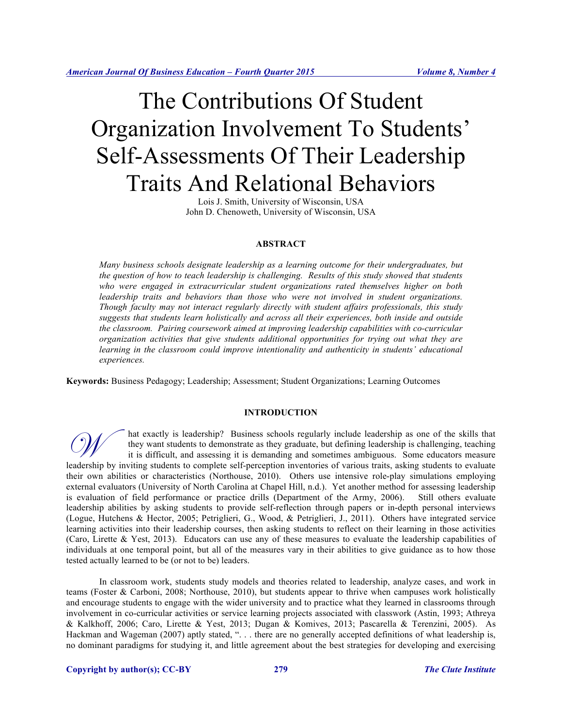# The Contributions Of Student Organization Involvement To Students' Self-Assessments Of Their Leadership Traits And Relational Behaviors

Lois J. Smith, University of Wisconsin, USA
John D. Chenoweth, University of Wisconsin, USA

## ABSTRACT

*Many business schools designate leadership as a learning outcome for their undergraduates, but the question of how to teach leadership is challenging. Results of this study showed that students who were engaged in extracurricular student organizations rated themselves higher on both leadership traits and behaviors than those who were not involved in student organizations. Though faculty may not interact regularly directly with student affairs professionals, this study suggests that students learn holistically and across all their experiences, both inside and outside the classroom. Pairing coursework aimed at improving leadership capabilities with co-curricular organization activities that give students additional opportunities for trying out what they are learning in the classroom could improve intentionality and authenticity in students' educational experiences.*

**Keywords:** Business Pedagogy; Leadership; Assessment; Student Organizations; Learning Outcomes

## INTRODUCTION

What exactly is leadership? Business schools regularly include leadership as one of the skills that they want students to demonstrate as they graduate, but defining leadership is challenging, teaching it is difficult, and assessing it is demanding and sometimes ambiguous. Some educators measure leadership by inviting students to complete self-perception inventories of various traits, asking students to evaluate their own abilities or characteristics (Northouse, 2010). Others use intensive role-play simulations employing external evaluators (University of North Carolina at Chapel Hill, n.d.). Yet another method for assessing leadership is evaluation of field performance or practice drills (Department of the Army, 2006). Still others evaluate leadership abilities by asking students to provide self-reflection through papers or in-depth personal interviews (Logue, Hutchens & Hector, 2005; Petriglieri, G., Wood, & Petriglieri, J., 2011). Others have integrated service learning activities into their leadership courses, then asking students to reflect on their learning in those activities (Caro, Lirette & Yest, 2013). Educators can use any of these measures to evaluate the leadership capabilities of individuals at one temporal point, but all of the measures vary in their abilities to give guidance as to how those tested actually learned to be (or not to be) leaders.

In classroom work, students study models and theories related to leadership, analyze cases, and work in teams (Foster & Carboni, 2008; Northouse, 2010), but students appear to thrive when campuses work holistically and encourage students to engage with the wider university and to practice what they learned in classrooms through involvement in co-curricular activities or service learning projects associated with classwork (Astin, 1993; Athreya & Kalkhoff, 2006; Caro, Lirette & Yest, 2013; Dugan & Komives, 2013; Pascarella & Terenzini, 2005). As Hackman and Wageman (2007) aptly stated, ". . . there are no generally accepted definitions of what leadership is, no dominant paradigms for studying it, and little agreement about the best strategies for developing and exercising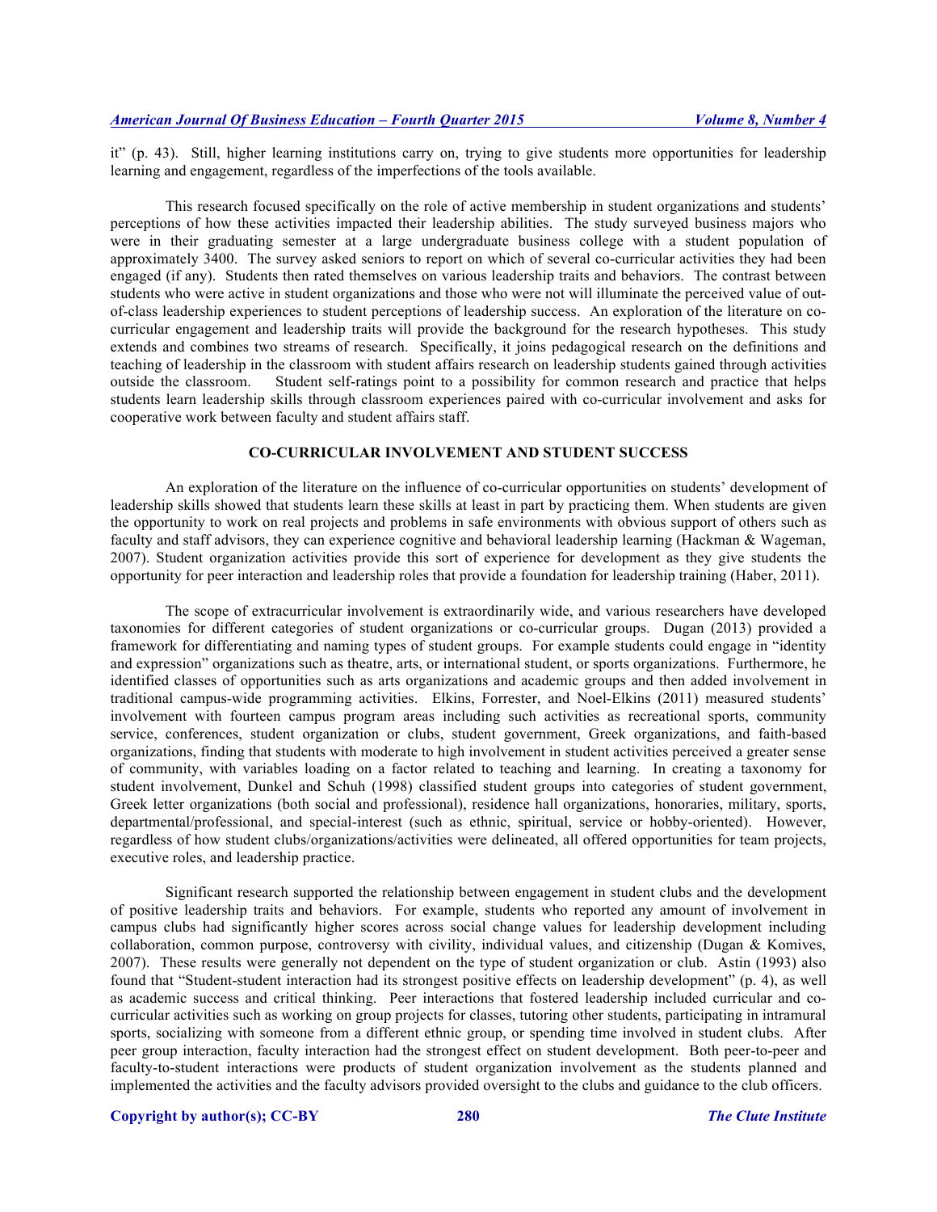it" (p. 43). Still, higher learning institutions carry on, trying to give students more opportunities for leadership learning and engagement, regardless of the imperfections of the tools available.

This research focused specifically on the role of active membership in student organizations and students' perceptions of how these activities impacted their leadership abilities. The study surveyed business majors who were in their graduating semester at a large undergraduate business college with a student population of approximately 3400. The survey asked seniors to report on which of several co-curricular activities they had been engaged (if any). Students then rated themselves on various leadership traits and behaviors. The contrast between students who were active in student organizations and those who were not will illuminate the perceived value of out-of-class leadership experiences to student perceptions of leadership success. An exploration of the literature on co-curricular engagement and leadership traits will provide the background for the research hypotheses. This study extends and combines two streams of research. Specifically, it joins pedagogical research on the definitions and teaching of leadership in the classroom with student affairs research on leadership students gained through activities outside the classroom. Student self-ratings point to a possibility for common research and practice that helps students learn leadership skills through classroom experiences paired with co-curricular involvement and asks for cooperative work between faculty and student affairs staff.

## CO-CURRICULAR INVOLVEMENT AND STUDENT SUCCESS

An exploration of the literature on the influence of co-curricular opportunities on students' development of leadership skills showed that students learn these skills at least in part by practicing them. When students are given the opportunity to work on real projects and problems in safe environments with obvious support of others such as faculty and staff advisors, they can experience cognitive and behavioral leadership learning (Hackman & Wageman, 2007). Student organization activities provide this sort of experience for development as they give students the opportunity for peer interaction and leadership roles that provide a foundation for leadership training (Haber, 2011).

The scope of extracurricular involvement is extraordinarily wide, and various researchers have developed taxonomies for different categories of student organizations or co-curricular groups. Dugan (2013) provided a framework for differentiating and naming types of student groups. For example students could engage in "identity and expression" organizations such as theatre, arts, or international student, or sports organizations. Furthermore, he identified classes of opportunities such as arts organizations and academic groups and then added involvement in traditional campus-wide programming activities. Elkins, Forrester, and Noel-Elkins (2011) measured students' involvement with fourteen campus program areas including such activities as recreational sports, community service, conferences, student organization or clubs, student government, Greek organizations, and faith-based organizations, finding that students with moderate to high involvement in student activities perceived a greater sense of community, with variables loading on a factor related to teaching and learning. In creating a taxonomy for student involvement, Dunkel and Schuh (1998) classified student groups into categories of student government, Greek letter organizations (both social and professional), residence hall organizations, honoraries, military, sports, departmental/professional, and special-interest (such as ethnic, spiritual, service or hobby-oriented). However, regardless of how student clubs/organizations/activities were delineated, all offered opportunities for team projects, executive roles, and leadership practice.

Significant research supported the relationship between engagement in student clubs and the development of positive leadership traits and behaviors. For example, students who reported any amount of involvement in campus clubs had significantly higher scores across social change values for leadership development including collaboration, common purpose, controversy with civility, individual values, and citizenship (Dugan & Komives, 2007). These results were generally not dependent on the type of student organization or club. Astin (1993) also found that "Student-student interaction had its strongest positive effects on leadership development" (p. 4), as well as academic success and critical thinking. Peer interactions that fostered leadership included curricular and co-curricular activities such as working on group projects for classes, tutoring other students, participating in intramural sports, socializing with someone from a different ethnic group, or spending time involved in student clubs. After peer group interaction, faculty interaction had the strongest effect on student development. Both peer-to-peer and faculty-to-student interactions were products of student organization involvement as the students planned and implemented the activities and the faculty advisors provided oversight to the clubs and guidance to the club officers.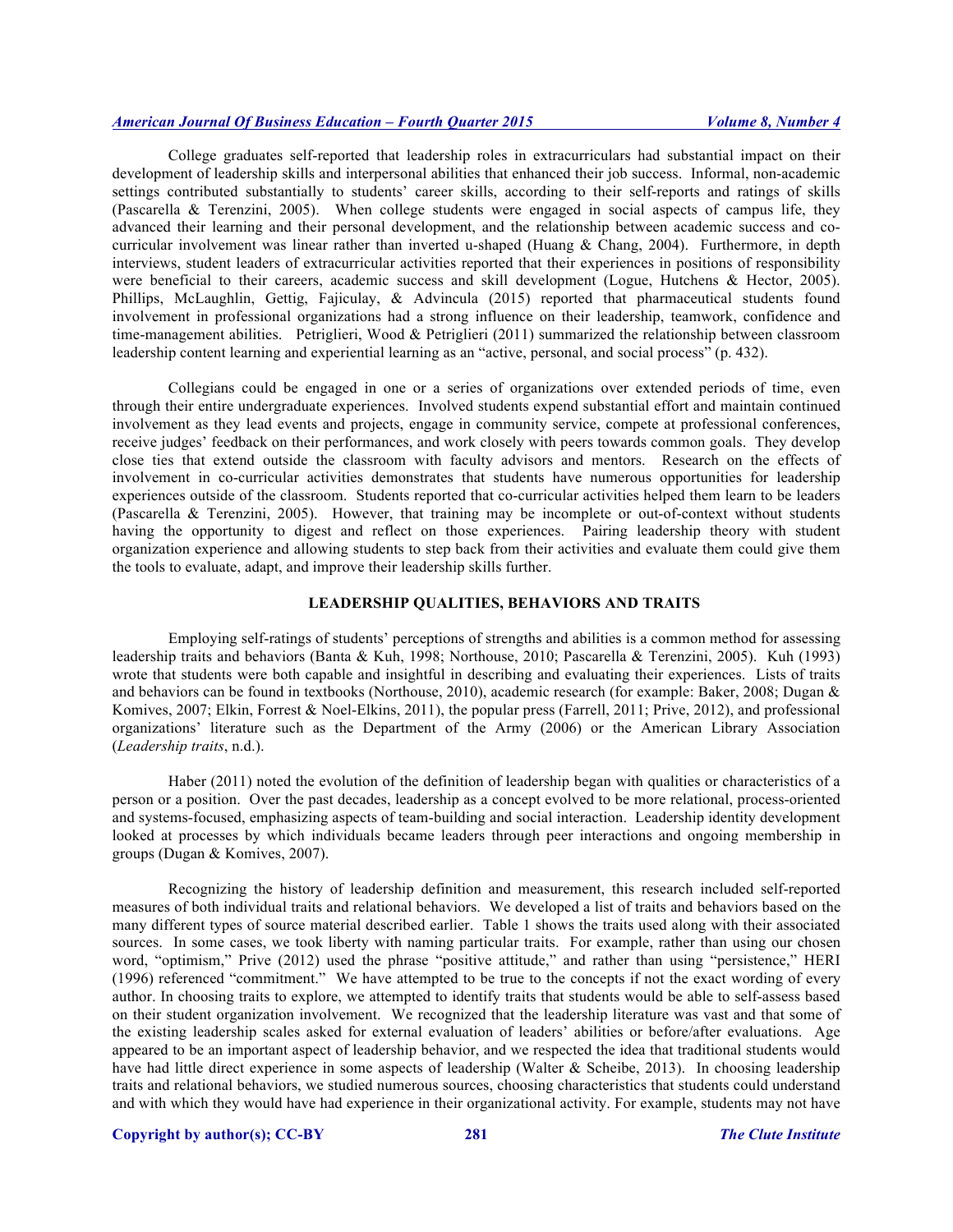College graduates self-reported that leadership roles in extracurriculars had substantial impact on their development of leadership skills and interpersonal abilities that enhanced their job success. Informal, non-academic settings contributed substantially to students' career skills, according to their self-reports and ratings of skills (Pascarella & Terenzini, 2005). When college students were engaged in social aspects of campus life, they advanced their learning and their personal development, and the relationship between academic success and co-curricular involvement was linear rather than inverted u-shaped (Huang & Chang, 2004). Furthermore, in depth interviews, student leaders of extracurricular activities reported that their experiences in positions of responsibility were beneficial to their careers, academic success and skill development (Logue, Hutchens & Hector, 2005). Phillips, McLaughlin, Gettig, Fajiculay, & Advincula (2015) reported that pharmaceutical students found involvement in professional organizations had a strong influence on their leadership, teamwork, confidence and time-management abilities. Petriglieri, Wood & Petriglieri (2011) summarized the relationship between classroom leadership content learning and experiential learning as an "active, personal, and social process" (p. 432).

Collegians could be engaged in one or a series of organizations over extended periods of time, even through their entire undergraduate experiences. Involved students expend substantial effort and maintain continued involvement as they lead events and projects, engage in community service, compete at professional conferences, receive judges' feedback on their performances, and work closely with peers towards common goals. They develop close ties that extend outside the classroom with faculty advisors and mentors. Research on the effects of involvement in co-curricular activities demonstrates that students have numerous opportunities for leadership experiences outside of the classroom. Students reported that co-curricular activities helped them learn to be leaders (Pascarella & Terenzini, 2005). However, that training may be incomplete or out-of-context without students having the opportunity to digest and reflect on those experiences. Pairing leadership theory with student organization experience and allowing students to step back from their activities and evaluate them could give them the tools to evaluate, adapt, and improve their leadership skills further.

## LEADERSHIP QUALITIES, BEHAVIORS AND TRAITS

Employing self-ratings of students' perceptions of strengths and abilities is a common method for assessing leadership traits and behaviors (Banta & Kuh, 1998; Northouse, 2010; Pascarella & Terenzini, 2005). Kuh (1993) wrote that students were both capable and insightful in describing and evaluating their experiences. Lists of traits and behaviors can be found in textbooks (Northouse, 2010), academic research (for example: Baker, 2008; Dugan & Komives, 2007; Elkin, Forrest & Noel-Elkins, 2011), the popular press (Farrell, 2011; Prive, 2012), and professional organizations' literature such as the Department of the Army (2006) or the American Library Association (*Leadership traits*, n.d.).

Haber (2011) noted the evolution of the definition of leadership began with qualities or characteristics of a person or a position. Over the past decades, leadership as a concept evolved to be more relational, process-oriented and systems-focused, emphasizing aspects of team-building and social interaction. Leadership identity development looked at processes by which individuals became leaders through peer interactions and ongoing membership in groups (Dugan & Komives, 2007).

Recognizing the history of leadership definition and measurement, this research included self-reported measures of both individual traits and relational behaviors. We developed a list of traits and behaviors based on the many different types of source material described earlier. Table 1 shows the traits used along with their associated sources. In some cases, we took liberty with naming particular traits. For example, rather than using our chosen word, "optimism," Prive (2012) used the phrase "positive attitude," and rather than using "persistence," HERI (1996) referenced "commitment." We have attempted to be true to the concepts if not the exact wording of every author. In choosing traits to explore, we attempted to identify traits that students would be able to self-assess based on their student organization involvement. We recognized that the leadership literature was vast and that some of the existing leadership scales asked for external evaluation of leaders' abilities or before/after evaluations. Age appeared to be an important aspect of leadership behavior, and we respected the idea that traditional students would have had little direct experience in some aspects of leadership (Walter & Scheibe, 2013). In choosing leadership traits and relational behaviors, we studied numerous sources, choosing characteristics that students could understand and with which they would have had experience in their organizational activity. For example, students may not have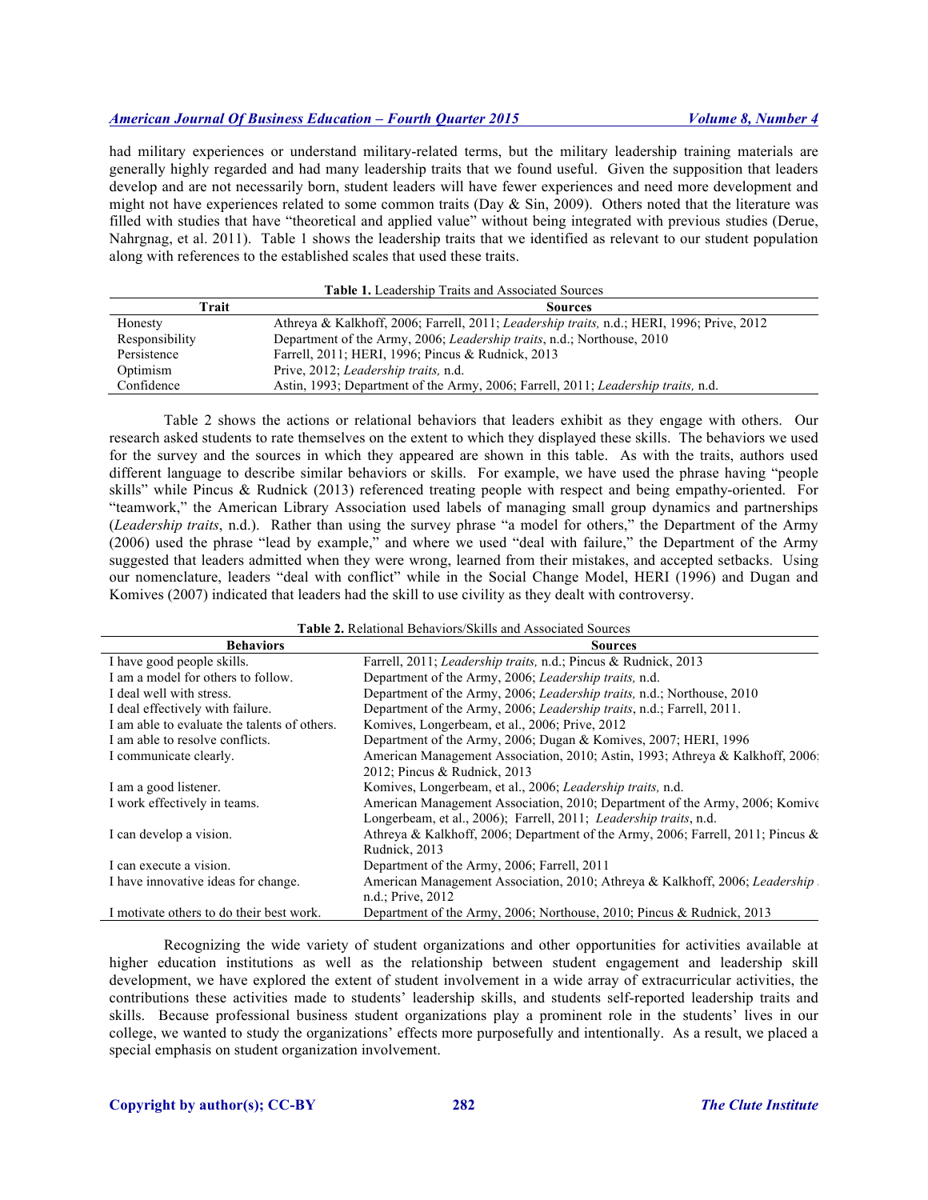had military experiences or understand military-related terms, but the military leadership training materials are generally highly regarded and had many leadership traits that we found useful. Given the supposition that leaders develop and are not necessarily born, student leaders will have fewer experiences and need more development and might not have experiences related to some common traits (Day & Sin, 2009). Others noted that the literature was filled with studies that have "theoretical and applied value" without being integrated with previous studies (Derue, Nahrgnag, et al. 2011). Table 1 shows the leadership traits that we identified as relevant to our student population along with references to the established scales that used these traits.

**Table 1.** Leadership Traits and Associated Sources

| Trait | Sources |
|---|---|
| Honesty | Athreya & Kalkhoff, 2006; Farrell, 2011; *Leadership traits,* n.d.; HERI, 1996; Prive, 2012 |
| Responsibility | Department of the Army, 2006; *Leadership traits*, n.d.; Northouse, 2010 |
| Persistence | Farrell, 2011; HERI, 1996; Pincus & Rudnick, 2013 |
| Optimism | Prive, 2012; *Leadership traits,* n.d. |
| Confidence | Astin, 1993; Department of the Army, 2006; Farrell, 2011; *Leadership traits,* n.d. |

Table 2 shows the actions or relational behaviors that leaders exhibit as they engage with others. Our research asked students to rate themselves on the extent to which they displayed these skills. The behaviors we used for the survey and the sources in which they appeared are shown in this table. As with the traits, authors used different language to describe similar behaviors or skills. For example, we have used the phrase having "people skills" while Pincus & Rudnick (2013) referenced treating people with respect and being empathy-oriented. For "teamwork," the American Library Association used labels of managing small group dynamics and partnerships (*Leadership traits*, n.d.). Rather than using the survey phrase "a model for others," the Department of the Army (2006) used the phrase "lead by example," and where we used "deal with failure," the Department of the Army suggested that leaders admitted when they were wrong, learned from their mistakes, and accepted setbacks. Using our nomenclature, leaders "deal with conflict" while in the Social Change Model, HERI (1996) and Dugan and Komives (2007) indicated that leaders had the skill to use civility as they dealt with controversy.

**Table 2.** Relational Behaviors/Skills and Associated Sources

| Behaviors | Sources |
|---|---|
| I have good people skills. | Farrell, 2011; *Leadership traits,* n.d.; Pincus & Rudnick, 2013 |
| I am a model for others to follow. | Department of the Army, 2006; *Leadership traits,* n.d. |
| I deal well with stress. | Department of the Army, 2006; *Leadership traits,* n.d.; Northouse, 2010 |
| I deal effectively with failure. | Department of the Army, 2006; *Leadership traits*, n.d.; Farrell, 2011. |
| I am able to evaluate the talents of others. | Komives, Longerbeam, et al., 2006; Prive, 2012 |
| I am able to resolve conflicts. | Department of the Army, 2006; Dugan & Komives, 2007; HERI, 1996 |
| I communicate clearly. | American Management Association, 2010; Astin, 1993; Athreya & Kalkhoff, 2006; 2012; Pincus & Rudnick, 2013 |
| I am a good listener. | Komives, Longerbeam, et al., 2006; *Leadership traits,* n.d. |
| I work effectively in teams. | American Management Association, 2010; Department of the Army, 2006; Komive Longerbeam, et al., 2006); Farrell, 2011; *Leadership traits*, n.d. |
| I can develop a vision. | Athreya & Kalkhoff, 2006; Department of the Army, 2006; Farrell, 2011; Pincus & Rudnick, 2013 |
| I can execute a vision. | Department of the Army, 2006; Farrell, 2011 |
| I have innovative ideas for change. | American Management Association, 2010; Athreya & Kalkhoff, 2006; *Leadership* n.d.; Prive, 2012 |
| I motivate others to do their best work. | Department of the Army, 2006; Northouse, 2010; Pincus & Rudnick, 2013 |

Recognizing the wide variety of student organizations and other opportunities for activities available at higher education institutions as well as the relationship between student engagement and leadership skill development, we have explored the extent of student involvement in a wide array of extracurricular activities, the contributions these activities made to students' leadership skills, and students self-reported leadership traits and skills. Because professional business student organizations play a prominent role in the students' lives in our college, we wanted to study the organizations' effects more purposefully and intentionally. As a result, we placed a special emphasis on student organization involvement.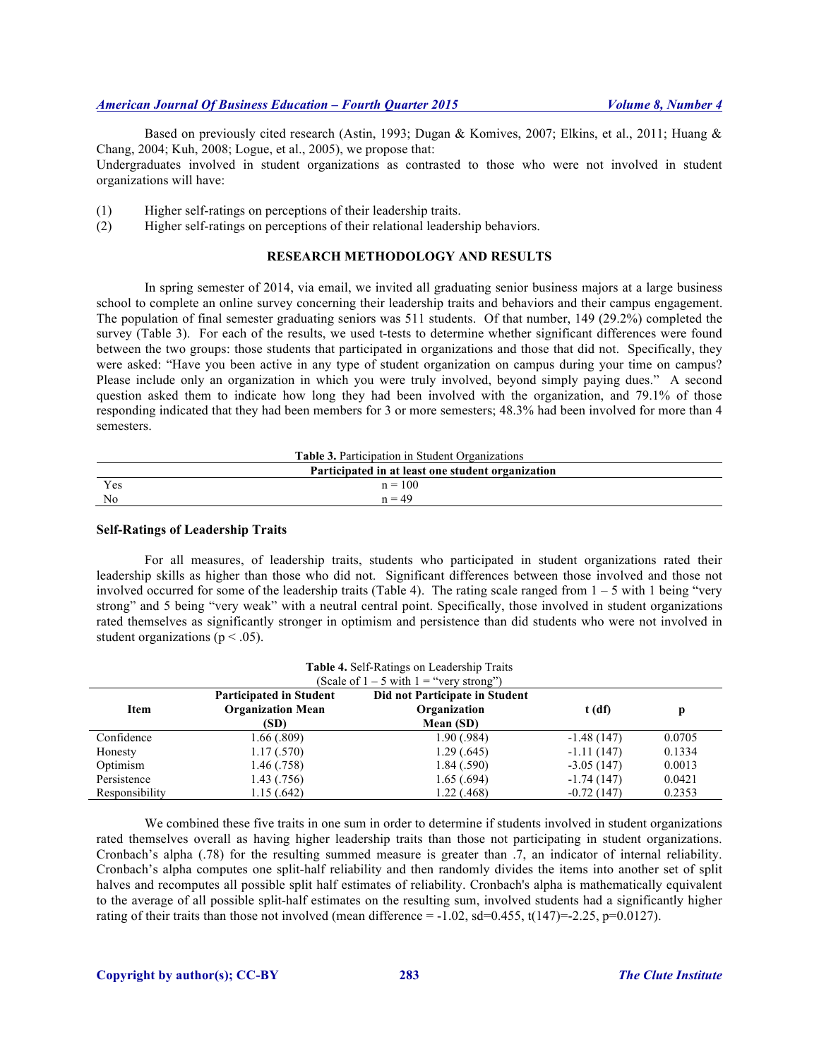Based on previously cited research (Astin, 1993; Dugan & Komives, 2007; Elkins, et al., 2011; Huang & Chang, 2004; Kuh, 2008; Logue, et al., 2005), we propose that:
Undergraduates involved in student organizations as contrasted to those who were not involved in student organizations will have:

(1) Higher self-ratings on perceptions of their leadership traits.
(2) Higher self-ratings on perceptions of their relational leadership behaviors.

## RESEARCH METHODOLOGY AND RESULTS

In spring semester of 2014, via email, we invited all graduating senior business majors at a large business school to complete an online survey concerning their leadership traits and behaviors and their campus engagement. The population of final semester graduating seniors was 511 students. Of that number, 149 (29.2%) completed the survey (Table 3). For each of the results, we used t-tests to determine whether significant differences were found between the two groups: those students that participated in organizations and those that did not. Specifically, they were asked: "Have you been active in any type of student organization on campus during your time on campus? Please include only an organization in which you were truly involved, beyond simply paying dues." A second question asked them to indicate how long they had been involved with the organization, and 79.1% of those responding indicated that they had been members for 3 or more semesters; 48.3% had been involved for more than 4 semesters.

**Table 3.** Participation in Student Organizations

| | Participated in at least one student organization |
|---|---|
| Yes | n = 100 |
| No | n = 49 |

### Self-Ratings of Leadership Traits

For all measures, of leadership traits, students who participated in student organizations rated their leadership skills as higher than those who did not. Significant differences between those involved and those not involved occurred for some of the leadership traits (Table 4). The rating scale ranged from 1 – 5 with 1 being "very strong" and 5 being "very weak" with a neutral central point. Specifically, those involved in student organizations rated themselves as significantly stronger in optimism and persistence than did students who were not involved in student organizations ($p < .05$).

**Table 4.** Self-Ratings on Leadership Traits
(Scale of 1 – 5 with 1 = "very strong")

| Item | Participated in Student Organization Mean (SD) | Did not Participate in Student Organization Mean (SD) | t (df) | p |
|---|---|---|---|---|
| Confidence | 1.66 (.809) | 1.90 (.984) | -1.48 (147) | 0.0705 |
| Honesty | 1.17 (.570) | 1.29 (.645) | -1.11 (147) | 0.1334 |
| Optimism | 1.46 (.758) | 1.84 (.590) | -3.05 (147) | 0.0013 |
| Persistence | 1.43 (.756) | 1.65 (.694) | -1.74 (147) | 0.0421 |
| Responsibility | 1.15 (.642) | 1.22 (.468) | -0.72 (147) | 0.2353 |

We combined these five traits in one sum in order to determine if students involved in student organizations rated themselves overall as having higher leadership traits than those not participating in student organizations. Cronbach's alpha (.78) for the resulting summed measure is greater than .7, an indicator of internal reliability. Cronbach's alpha computes one split-half reliability and then randomly divides the items into another set of split halves and recomputes all possible split half estimates of reliability. Cronbach's alpha is mathematically equivalent to the average of all possible split-half estimates on the resulting sum, involved students had a significantly higher rating of their traits than those not involved (mean difference = -1.02, sd=0.455, $t(147)=-2.25$, $p=0.0127$).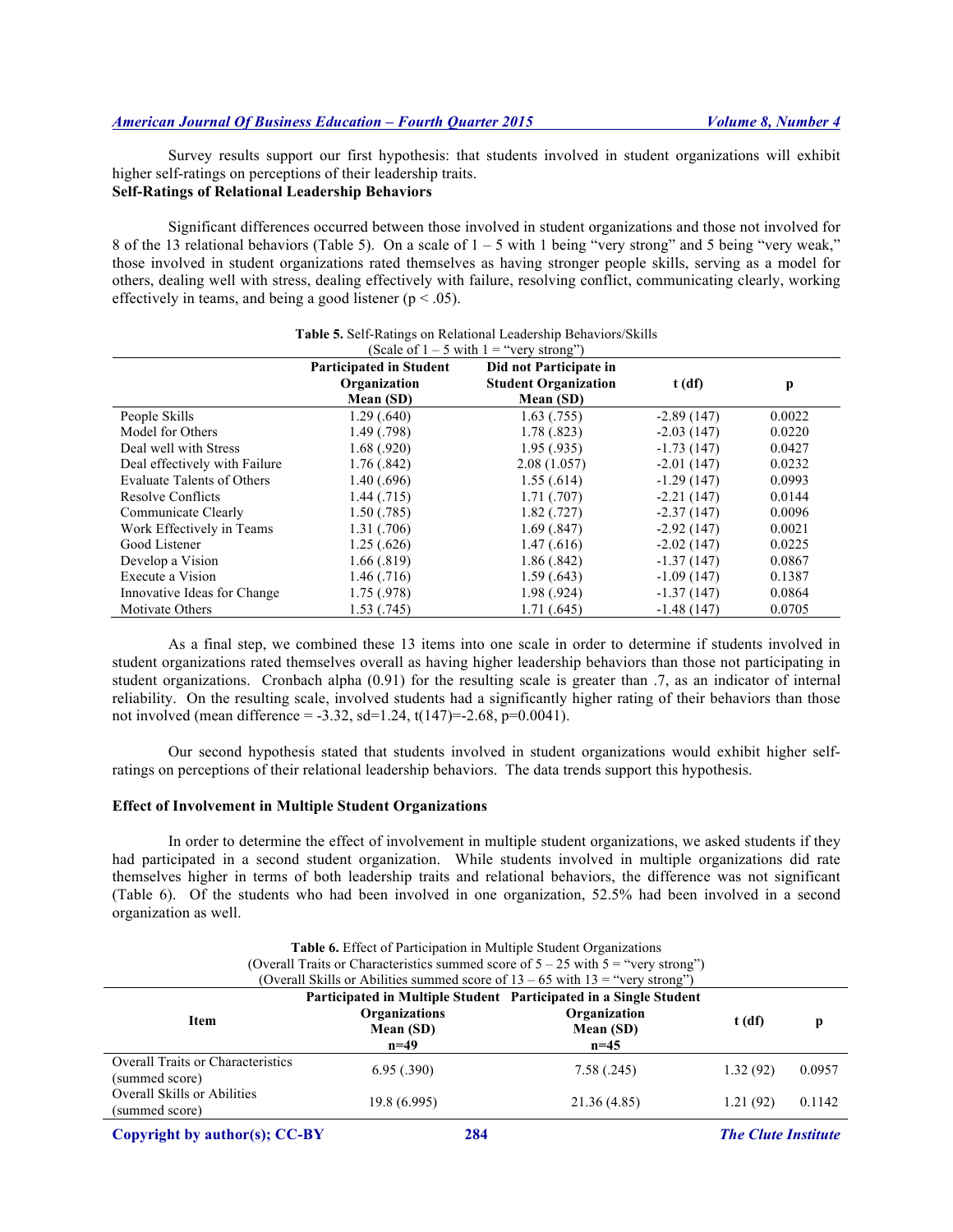Survey results support our first hypothesis: that students involved in student organizations will exhibit higher self-ratings on perceptions of their leadership traits.

**Self-Ratings of Relational Leadership Behaviors**

Significant differences occurred between those involved in student organizations and those not involved for 8 of the 13 relational behaviors (Table 5). On a scale of 1 – 5 with 1 being "very strong" and 5 being "very weak," those involved in student organizations rated themselves as having stronger people skills, serving as a model for others, dealing well with stress, dealing effectively with failure, resolving conflict, communicating clearly, working effectively in teams, and being a good listener ($p < .05$).

**Table 5.** Self-Ratings on Relational Leadership Behaviors/Skills
(Scale of 1 – 5 with 1 = "very strong")

| | Participated in Student Organization Mean (SD) | Did not Participate in Student Organization Mean (SD) | t (df) | p |
|---|---|---|---|---|
| People Skills | 1.29 (.640) | 1.63 (.755) | -2.89 (147) | 0.0022 |
| Model for Others | 1.49 (.798) | 1.78 (.823) | -2.03 (147) | 0.0220 |
| Deal well with Stress | 1.68 (.920) | 1.95 (.935) | -1.73 (147) | 0.0427 |
| Deal effectively with Failure | 1.76 (.842) | 2.08 (1.057) | -2.01 (147) | 0.0232 |
| Evaluate Talents of Others | 1.40 (.696) | 1.55 (.614) | -1.29 (147) | 0.0993 |
| Resolve Conflicts | 1.44 (.715) | 1.71 (.707) | -2.21 (147) | 0.0144 |
| Communicate Clearly | 1.50 (.785) | 1.82 (.727) | -2.37 (147) | 0.0096 |
| Work Effectively in Teams | 1.31 (.706) | 1.69 (.847) | -2.92 (147) | 0.0021 |
| Good Listener | 1.25 (.626) | 1.47 (.616) | -2.02 (147) | 0.0225 |
| Develop a Vision | 1.66 (.819) | 1.86 (.842) | -1.37 (147) | 0.0867 |
| Execute a Vision | 1.46 (.716) | 1.59 (.643) | -1.09 (147) | 0.1387 |
| Innovative Ideas for Change | 1.75 (.978) | 1.98 (.924) | -1.37 (147) | 0.0864 |
| Motivate Others | 1.53 (.745) | 1.71 (.645) | -1.48 (147) | 0.0705 |

As a final step, we combined these 13 items into one scale in order to determine if students involved in student organizations rated themselves overall as having higher leadership behaviors than those not participating in student organizations. Cronbach alpha (0.91) for the resulting scale is greater than .7, as an indicator of internal reliability. On the resulting scale, involved students had a significantly higher rating of their behaviors than those not involved (mean difference = -3.32, sd=1.24, $t(147)=-2.68$, $p=0.0041$).

Our second hypothesis stated that students involved in student organizations would exhibit higher self-ratings on perceptions of their relational leadership behaviors. The data trends support this hypothesis.

**Effect of Involvement in Multiple Student Organizations**

In order to determine the effect of involvement in multiple student organizations, we asked students if they had participated in a second student organization. While students involved in multiple organizations did rate themselves higher in terms of both leadership traits and relational behaviors, the difference was not significant (Table 6). Of the students who had been involved in one organization, 52.5% had been involved in a second organization as well.

**Table 6.** Effect of Participation in Multiple Student Organizations
(Overall Traits or Characteristics summed score of 5 – 25 with 5 = "very strong")
(Overall Skills or Abilities summed score of 13 – 65 with 13 = "very strong")

| Item | Participated in Multiple Student Organizations Mean (SD) n=49 | Participated in a Single Student Organization Mean (SD) n=45 | t (df) | p |
|---|---|---|---|---|
| Overall Traits or Characteristics (summed score) | 6.95 (.390) | 7.58 (.245) | 1.32 (92) | 0.0957 |
| Overall Skills or Abilities (summed score) | 19.8 (6.995) | 21.36 (4.85) | 1.21 (92) | 0.1142 |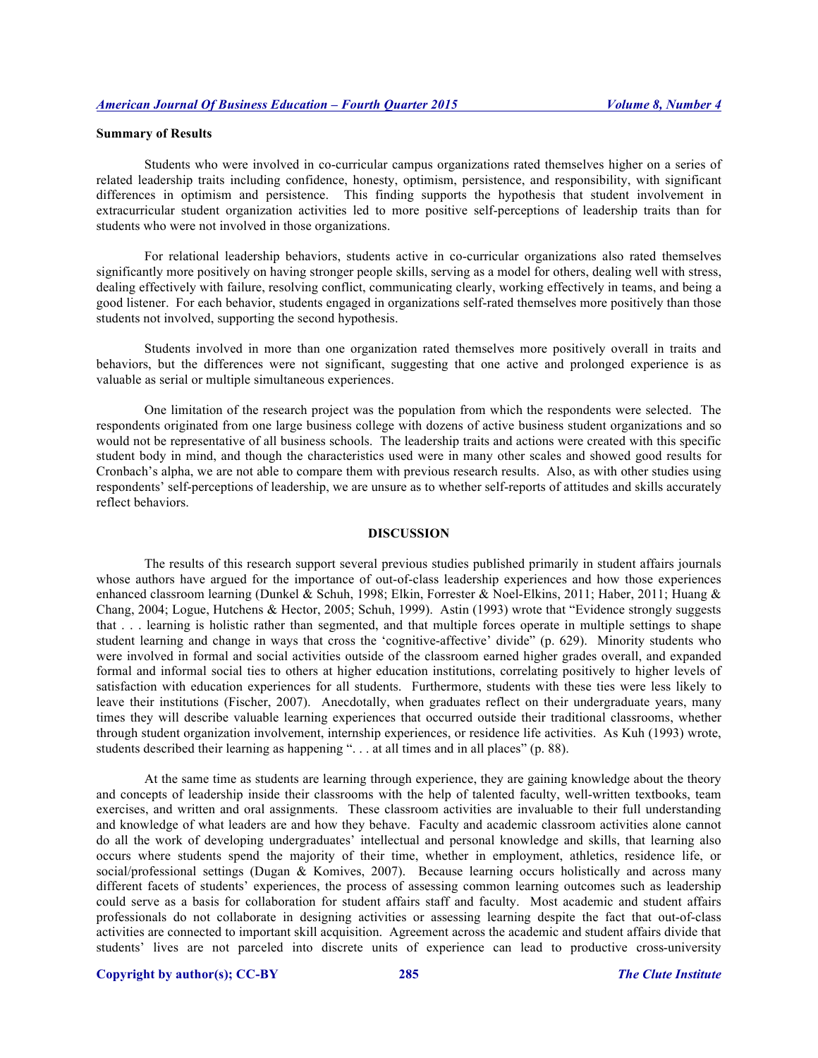**Summary of Results**

Students who were involved in co-curricular campus organizations rated themselves higher on a series of related leadership traits including confidence, honesty, optimism, persistence, and responsibility, with significant differences in optimism and persistence. This finding supports the hypothesis that student involvement in extracurricular student organization activities led to more positive self-perceptions of leadership traits than for students who were not involved in those organizations.

For relational leadership behaviors, students active in co-curricular organizations also rated themselves significantly more positively on having stronger people skills, serving as a model for others, dealing well with stress, dealing effectively with failure, resolving conflict, communicating clearly, working effectively in teams, and being a good listener. For each behavior, students engaged in organizations self-rated themselves more positively than those students not involved, supporting the second hypothesis.

Students involved in more than one organization rated themselves more positively overall in traits and behaviors, but the differences were not significant, suggesting that one active and prolonged experience is as valuable as serial or multiple simultaneous experiences.

One limitation of the research project was the population from which the respondents were selected. The respondents originated from one large business college with dozens of active business student organizations and so would not be representative of all business schools. The leadership traits and actions were created with this specific student body in mind, and though the characteristics used were in many other scales and showed good results for Cronbach's alpha, we are not able to compare them with previous research results. Also, as with other studies using respondents' self-perceptions of leadership, we are unsure as to whether self-reports of attitudes and skills accurately reflect behaviors.

## DISCUSSION

The results of this research support several previous studies published primarily in student affairs journals whose authors have argued for the importance of out-of-class leadership experiences and how those experiences enhanced classroom learning (Dunkel & Schuh, 1998; Elkin, Forrester & Noel-Elkins, 2011; Haber, 2011; Huang & Chang, 2004; Logue, Hutchens & Hector, 2005; Schuh, 1999). Astin (1993) wrote that "Evidence strongly suggests that . . . learning is holistic rather than segmented, and that multiple forces operate in multiple settings to shape student learning and change in ways that cross the 'cognitive-affective' divide" (p. 629). Minority students who were involved in formal and social activities outside of the classroom earned higher grades overall, and expanded formal and informal social ties to others at higher education institutions, correlating positively to higher levels of satisfaction with education experiences for all students. Furthermore, students with these ties were less likely to leave their institutions (Fischer, 2007). Anecdotally, when graduates reflect on their undergraduate years, many times they will describe valuable learning experiences that occurred outside their traditional classrooms, whether through student organization involvement, internship experiences, or residence life activities. As Kuh (1993) wrote, students described their learning as happening ". . . at all times and in all places" (p. 88).

At the same time as students are learning through experience, they are gaining knowledge about the theory and concepts of leadership inside their classrooms with the help of talented faculty, well-written textbooks, team exercises, and written and oral assignments. These classroom activities are invaluable to their full understanding and knowledge of what leaders are and how they behave. Faculty and academic classroom activities alone cannot do all the work of developing undergraduates' intellectual and personal knowledge and skills, that learning also occurs where students spend the majority of their time, whether in employment, athletics, residence life, or social/professional settings (Dugan & Komives, 2007). Because learning occurs holistically and across many different facets of students' experiences, the process of assessing common learning outcomes such as leadership could serve as a basis for collaboration for student affairs staff and faculty. Most academic and student affairs professionals do not collaborate in designing activities or assessing learning despite the fact that out-of-class activities are connected to important skill acquisition. Agreement across the academic and student affairs divide that students' lives are not parceled into discrete units of experience can lead to productive cross-university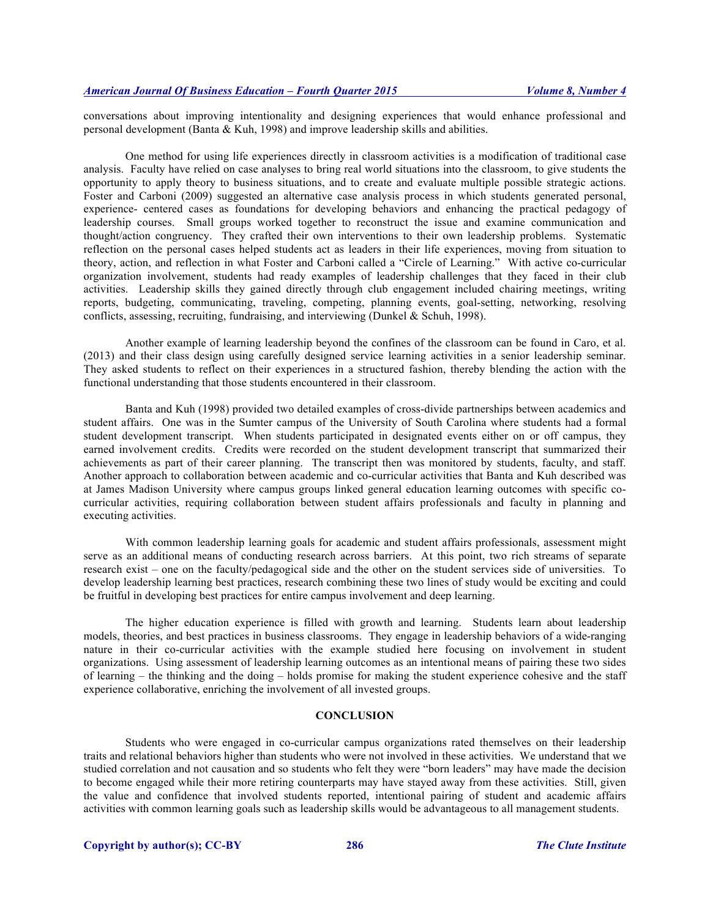conversations about improving intentionality and designing experiences that would enhance professional and personal development (Banta & Kuh, 1998) and improve leadership skills and abilities.

One method for using life experiences directly in classroom activities is a modification of traditional case analysis. Faculty have relied on case analyses to bring real world situations into the classroom, to give students the opportunity to apply theory to business situations, and to create and evaluate multiple possible strategic actions. Foster and Carboni (2009) suggested an alternative case analysis process in which students generated personal, experience- centered cases as foundations for developing behaviors and enhancing the practical pedagogy of leadership courses. Small groups worked together to reconstruct the issue and examine communication and thought/action congruency. They crafted their own interventions to their own leadership problems. Systematic reflection on the personal cases helped students act as leaders in their life experiences, moving from situation to theory, action, and reflection in what Foster and Carboni called a "Circle of Learning." With active co-curricular organization involvement, students had ready examples of leadership challenges that they faced in their club activities. Leadership skills they gained directly through club engagement included chairing meetings, writing reports, budgeting, communicating, traveling, competing, planning events, goal-setting, networking, resolving conflicts, assessing, recruiting, fundraising, and interviewing (Dunkel & Schuh, 1998).

Another example of learning leadership beyond the confines of the classroom can be found in Caro, et al. (2013) and their class design using carefully designed service learning activities in a senior leadership seminar. They asked students to reflect on their experiences in a structured fashion, thereby blending the action with the functional understanding that those students encountered in their classroom.

Banta and Kuh (1998) provided two detailed examples of cross-divide partnerships between academics and student affairs. One was in the Sumter campus of the University of South Carolina where students had a formal student development transcript. When students participated in designated events either on or off campus, they earned involvement credits. Credits were recorded on the student development transcript that summarized their achievements as part of their career planning. The transcript then was monitored by students, faculty, and staff. Another approach to collaboration between academic and co-curricular activities that Banta and Kuh described was at James Madison University where campus groups linked general education learning outcomes with specific co-curricular activities, requiring collaboration between student affairs professionals and faculty in planning and executing activities.

With common leadership learning goals for academic and student affairs professionals, assessment might serve as an additional means of conducting research across barriers. At this point, two rich streams of separate research exist – one on the faculty/pedagogical side and the other on the student services side of universities. To develop leadership learning best practices, research combining these two lines of study would be exciting and could be fruitful in developing best practices for entire campus involvement and deep learning.

The higher education experience is filled with growth and learning. Students learn about leadership models, theories, and best practices in business classrooms. They engage in leadership behaviors of a wide-ranging nature in their co-curricular activities with the example studied here focusing on involvement in student organizations. Using assessment of leadership learning outcomes as an intentional means of pairing these two sides of learning – the thinking and the doing – holds promise for making the student experience cohesive and the staff experience collaborative, enriching the involvement of all invested groups.

## CONCLUSION

Students who were engaged in co-curricular campus organizations rated themselves on their leadership traits and relational behaviors higher than students who were not involved in these activities. We understand that we studied correlation and not causation and so students who felt they were "born leaders" may have made the decision to become engaged while their more retiring counterparts may have stayed away from these activities. Still, given the value and confidence that involved students reported, intentional pairing of student and academic affairs activities with common learning goals such as leadership skills would be advantageous to all management students.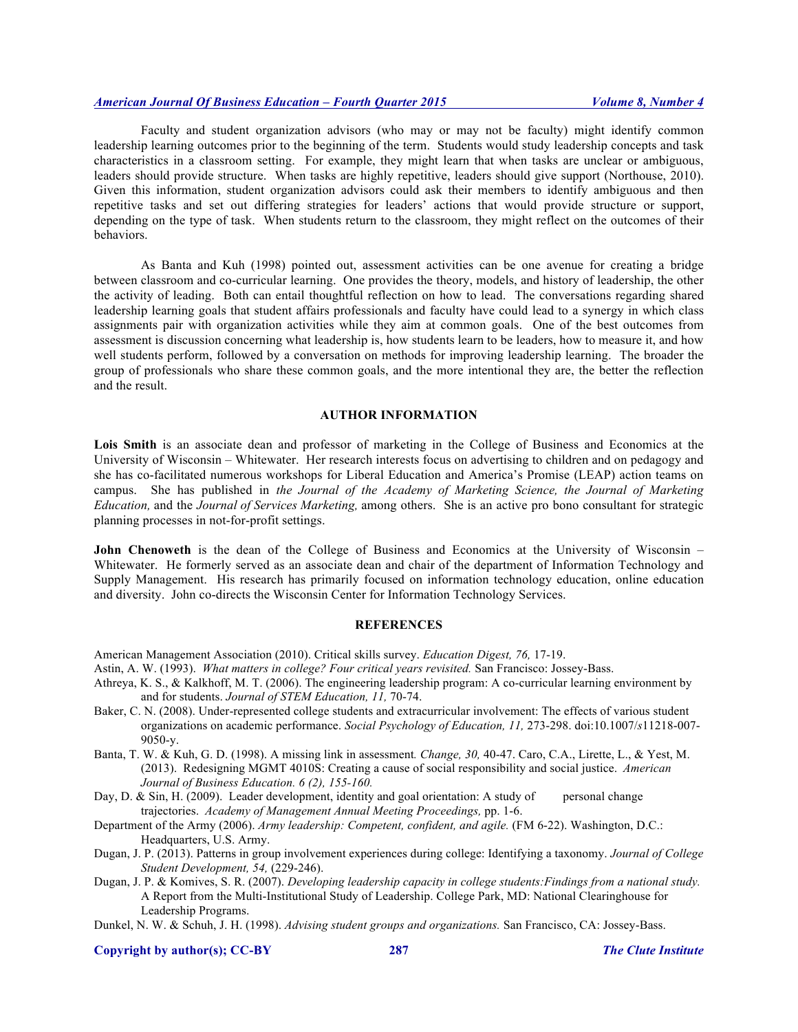Faculty and student organization advisors (who may or may not be faculty) might identify common leadership learning outcomes prior to the beginning of the term. Students would study leadership concepts and task characteristics in a classroom setting. For example, they might learn that when tasks are unclear or ambiguous, leaders should provide structure. When tasks are highly repetitive, leaders should give support (Northouse, 2010). Given this information, student organization advisors could ask their members to identify ambiguous and then repetitive tasks and set out differing strategies for leaders' actions that would provide structure or support, depending on the type of task. When students return to the classroom, they might reflect on the outcomes of their behaviors.

As Banta and Kuh (1998) pointed out, assessment activities can be one avenue for creating a bridge between classroom and co-curricular learning. One provides the theory, models, and history of leadership, the other the activity of leading. Both can entail thoughtful reflection on how to lead. The conversations regarding shared leadership learning goals that student affairs professionals and faculty have could lead to a synergy in which class assignments pair with organization activities while they aim at common goals. One of the best outcomes from assessment is discussion concerning what leadership is, how students learn to be leaders, how to measure it, and how well students perform, followed by a conversation on methods for improving leadership learning. The broader the group of professionals who share these common goals, and the more intentional they are, the better the reflection and the result.

## AUTHOR INFORMATION

**Lois Smith** is an associate dean and professor of marketing in the College of Business and Economics at the University of Wisconsin – Whitewater. Her research interests focus on advertising to children and on pedagogy and she has co-facilitated numerous workshops for Liberal Education and America's Promise (LEAP) action teams on campus. She has published in *the Journal of the Academy of Marketing Science, the Journal of Marketing Education,* and the *Journal of Services Marketing,* among others. She is an active pro bono consultant for strategic planning processes in not-for-profit settings.

**John Chenoweth** is the dean of the College of Business and Economics at the University of Wisconsin – Whitewater. He formerly served as an associate dean and chair of the department of Information Technology and Supply Management. His research has primarily focused on information technology education, online education and diversity. John co-directs the Wisconsin Center for Information Technology Services.

## REFERENCES

American Management Association (2010). Critical skills survey. *Education Digest, 76,* 17-19.

Astin, A. W. (1993). *What matters in college? Four critical years revisited.* San Francisco: Jossey-Bass.

Athreya, K. S., & Kalkhoff, M. T. (2006). The engineering leadership program: A co-curricular learning environment by and for students. *Journal of STEM Education, 11,* 70-74.

Baker, C. N. (2008). Under-represented college students and extracurricular involvement: The effects of various student organizations on academic performance. *Social Psychology of Education, 11,* 273-298. doi:10.1007/s11218-007-9050-y.

Banta, T. W. & Kuh, G. D. (1998). A missing link in assessment. *Change, 30,* 40-47. Caro, C.A., Lirette, L., & Yest, M. (2013). Redesigning MGMT 4010S: Creating a cause of social responsibility and social justice. *American Journal of Business Education. 6 (2), 155-160.*

Day, D. & Sin, H. (2009). Leader development, identity and goal orientation: A study of personal change trajectories. *Academy of Management Annual Meeting Proceedings,* pp. 1-6.

Department of the Army (2006). *Army leadership: Competent, confident, and agile.* (FM 6-22). Washington, D.C.: Headquarters, U.S. Army.

Dugan, J. P. (2013). Patterns in group involvement experiences during college: Identifying a taxonomy. *Journal of College Student Development, 54,* (229-246).

Dugan, J. P. & Komives, S. R. (2007). *Developing leadership capacity in college students:Findings from a national study.* A Report from the Multi-Institutional Study of Leadership. College Park, MD: National Clearinghouse for Leadership Programs.

Dunkel, N. W. & Schuh, J. H. (1998). *Advising student groups and organizations.* San Francisco, CA: Jossey-Bass.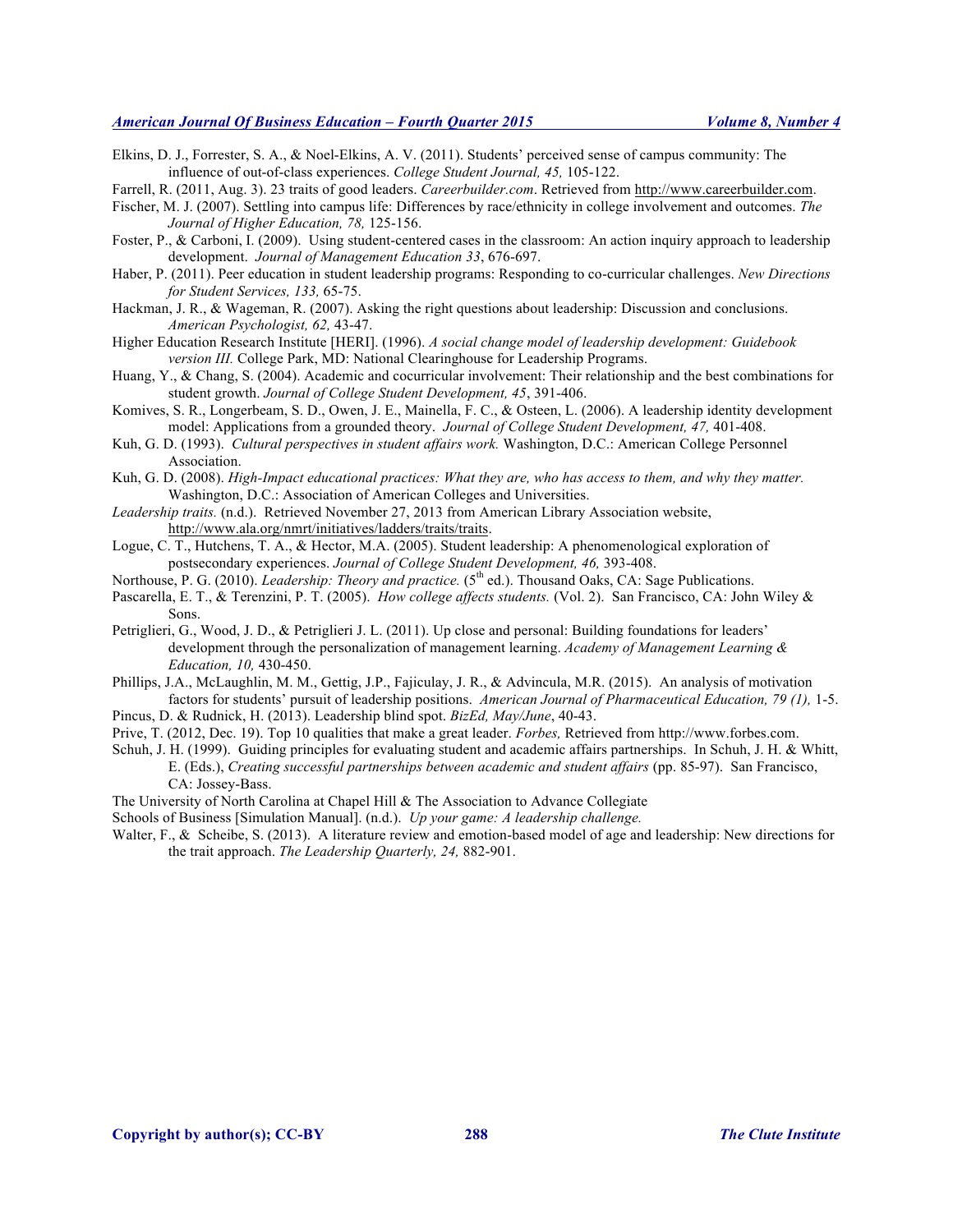Elkins, D. J., Forrester, S. A., & Noel-Elkins, A. V. (2011). Students' perceived sense of campus community: The influence of out-of-class experiences. *College Student Journal, 45,* 105-122.

Farrell, R. (2011, Aug. 3). 23 traits of good leaders. *Careerbuilder.com*. Retrieved from http://www.careerbuilder.com.

Fischer, M. J. (2007). Settling into campus life: Differences by race/ethnicity in college involvement and outcomes. *The Journal of Higher Education, 78,* 125-156.

Foster, P., & Carboni, I. (2009). Using student-centered cases in the classroom: An action inquiry approach to leadership development. *Journal of Management Education 33*, 676-697.

Haber, P. (2011). Peer education in student leadership programs: Responding to co-curricular challenges. *New Directions for Student Services, 133,* 65-75.

Hackman, J. R., & Wageman, R. (2007). Asking the right questions about leadership: Discussion and conclusions. *American Psychologist, 62,* 43-47.

Higher Education Research Institute [HERI]. (1996). *A social change model of leadership development: Guidebook version III.* College Park, MD: National Clearinghouse for Leadership Programs.

Huang, Y., & Chang, S. (2004). Academic and cocurricular involvement: Their relationship and the best combinations for student growth. *Journal of College Student Development, 45*, 391-406.

Komives, S. R., Longerbeam, S. D., Owen, J. E., Mainella, F. C., & Osteen, L. (2006). A leadership identity development model: Applications from a grounded theory. *Journal of College Student Development, 47,* 401-408.

Kuh, G. D. (1993). *Cultural perspectives in student affairs work.* Washington, D.C.: American College Personnel Association.

Kuh, G. D. (2008). *High-Impact educational practices: What they are, who has access to them, and why they matter.* Washington, D.C.: Association of American Colleges and Universities.

*Leadership traits.* (n.d.). Retrieved November 27, 2013 from American Library Association website, http://www.ala.org/nmrt/initiatives/ladders/traits/traits.

Logue, C. T., Hutchens, T. A., & Hector, M.A. (2005). Student leadership: A phenomenological exploration of postsecondary experiences. *Journal of College Student Development, 46,* 393-408.

Northouse, P. G. (2010). *Leadership: Theory and practice.* (5th ed.). Thousand Oaks, CA: Sage Publications.

Pascarella, E. T., & Terenzini, P. T. (2005). *How college affects students.* (Vol. 2). San Francisco, CA: John Wiley & Sons.

Petriglieri, G., Wood, J. D., & Petriglieri J. L. (2011). Up close and personal: Building foundations for leaders' development through the personalization of management learning. *Academy of Management Learning & Education, 10,* 430-450.

Phillips, J.A., McLaughlin, M. M., Gettig, J.P., Fajiculay, J. R., & Advincula, M.R. (2015). An analysis of motivation factors for students' pursuit of leadership positions. *American Journal of Pharmaceutical Education, 79 (1),* 1-5.

Pincus, D. & Rudnick, H. (2013). Leadership blind spot. *BizEd, May/June*, 40-43.

Prive, T. (2012, Dec. 19). Top 10 qualities that make a great leader. *Forbes,* Retrieved from http://www.forbes.com.

Schuh, J. H. (1999). Guiding principles for evaluating student and academic affairs partnerships. In Schuh, J. H. & Whitt, E. (Eds.), *Creating successful partnerships between academic and student affairs* (pp. 85-97). San Francisco, CA: Jossey-Bass.

The University of North Carolina at Chapel Hill & The Association to Advance Collegiate Schools of Business [Simulation Manual]. (n.d.). *Up your game: A leadership challenge.*

Walter, F., & Scheibe, S. (2013). A literature review and emotion-based model of age and leadership: New directions for the trait approach. *The Leadership Quarterly, 24,* 882-901.